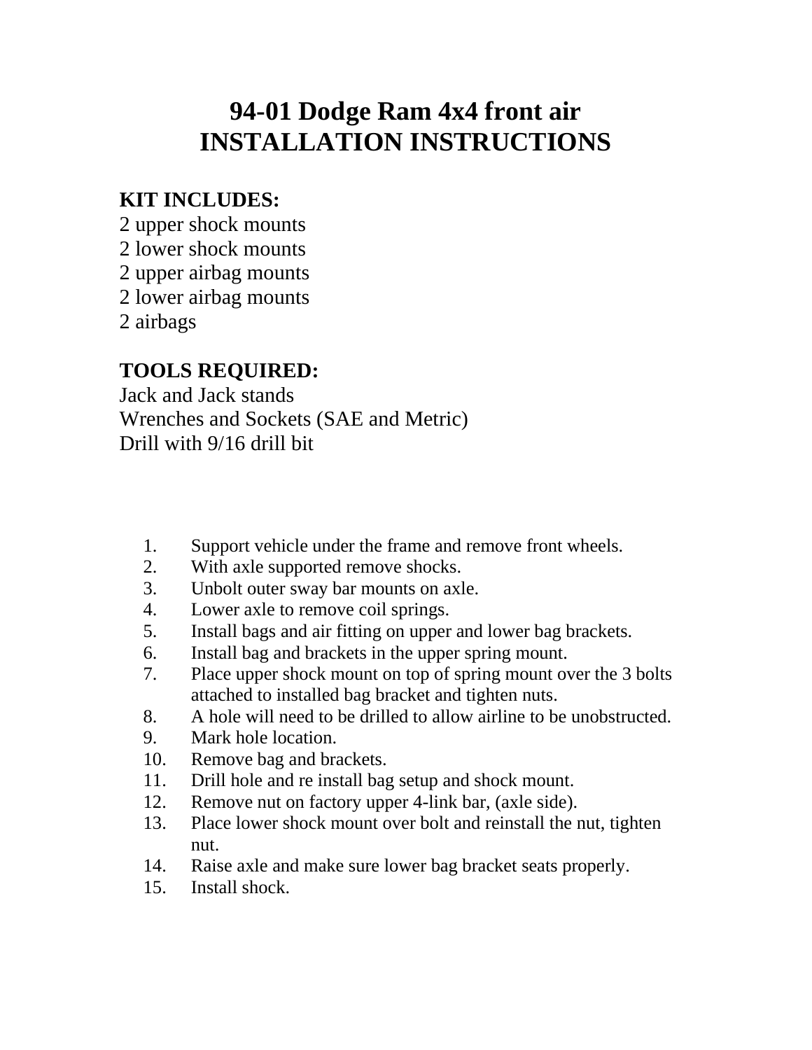# 94-01 Dodge Ram 4x4 front air
# INSTALLATION INSTRUCTIONS

**KIT INCLUDES:**

2 upper shock mounts
2 lower shock mounts
2 upper airbag mounts
2 lower airbag mounts
2 airbags

**TOOLS REQUIRED:**

Jack and Jack stands
Wrenches and Sockets (SAE and Metric)
Drill with 9/16 drill bit

1. Support vehicle under the frame and remove front wheels.
2. With axle supported remove shocks.
3. Unbolt outer sway bar mounts on axle.
4. Lower axle to remove coil springs.
5. Install bags and air fitting on upper and lower bag brackets.
6. Install bag and brackets in the upper spring mount.
7. Place upper shock mount on top of spring mount over the 3 bolts attached to installed bag bracket and tighten nuts.
8. A hole will need to be drilled to allow airline to be unobstructed.
9. Mark hole location.
10. Remove bag and brackets.
11. Drill hole and re install bag setup and shock mount.
12. Remove nut on factory upper 4-link bar, (axle side).
13. Place lower shock mount over bolt and reinstall the nut, tighten nut.
14. Raise axle and make sure lower bag bracket seats properly.
15. Install shock.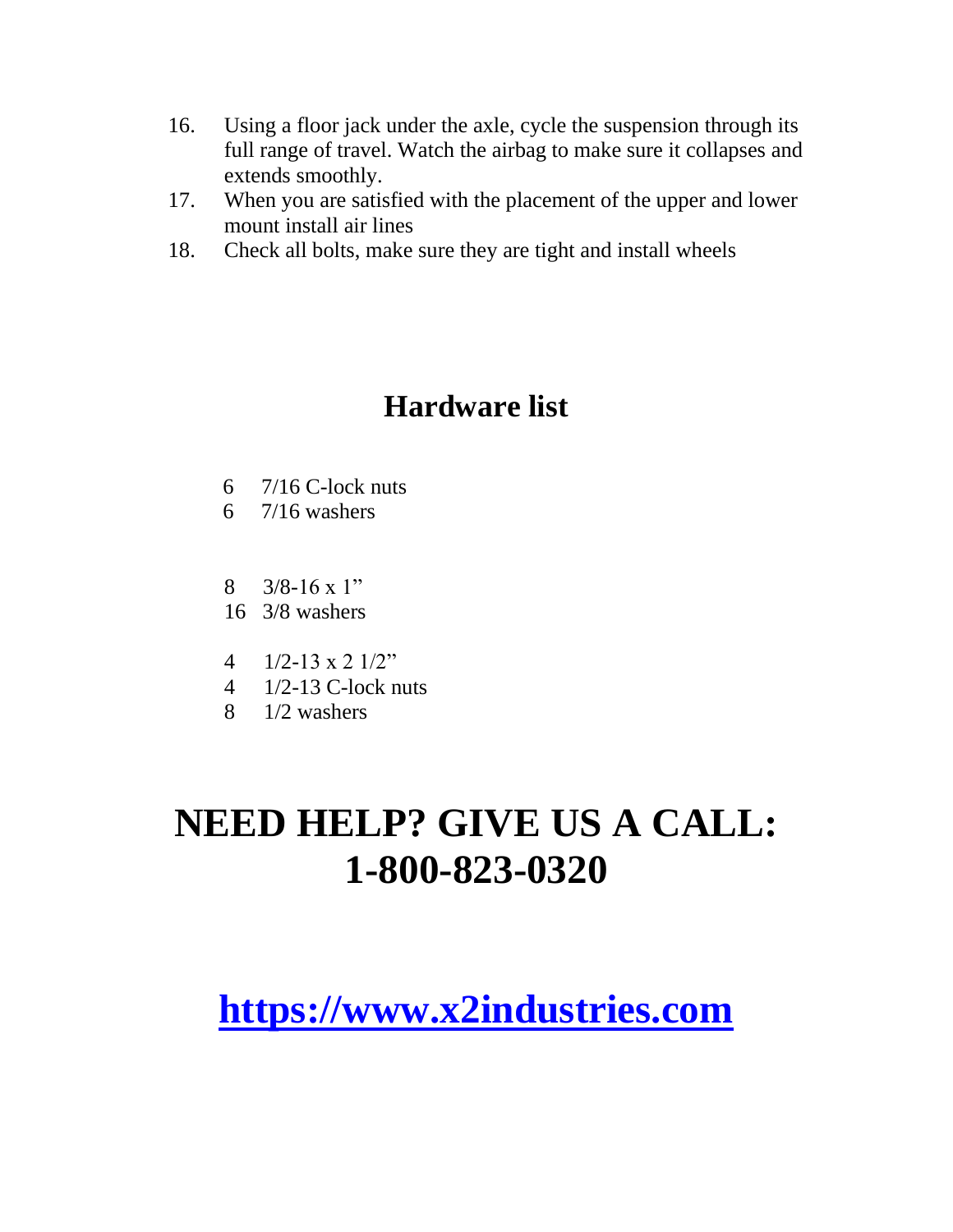16. Using a floor jack under the axle, cycle the suspension through its full range of travel. Watch the airbag to make sure it collapses and extends smoothly.
17. When you are satisfied with the placement of the upper and lower mount install air lines
18. Check all bolts, make sure they are tight and install wheels

## Hardware list

6 7/16 C-lock nuts
6 7/16 washers

8 3/8-16 x 1"
16 3/8 washers

4 1/2-13 x 2 1/2"
4 1/2-13 C-lock nuts
8 1/2 washers

# NEED HELP? GIVE US A CALL: 1-800-823-0320

# [https://www.x2industries.com](https://www.x2industries.com)